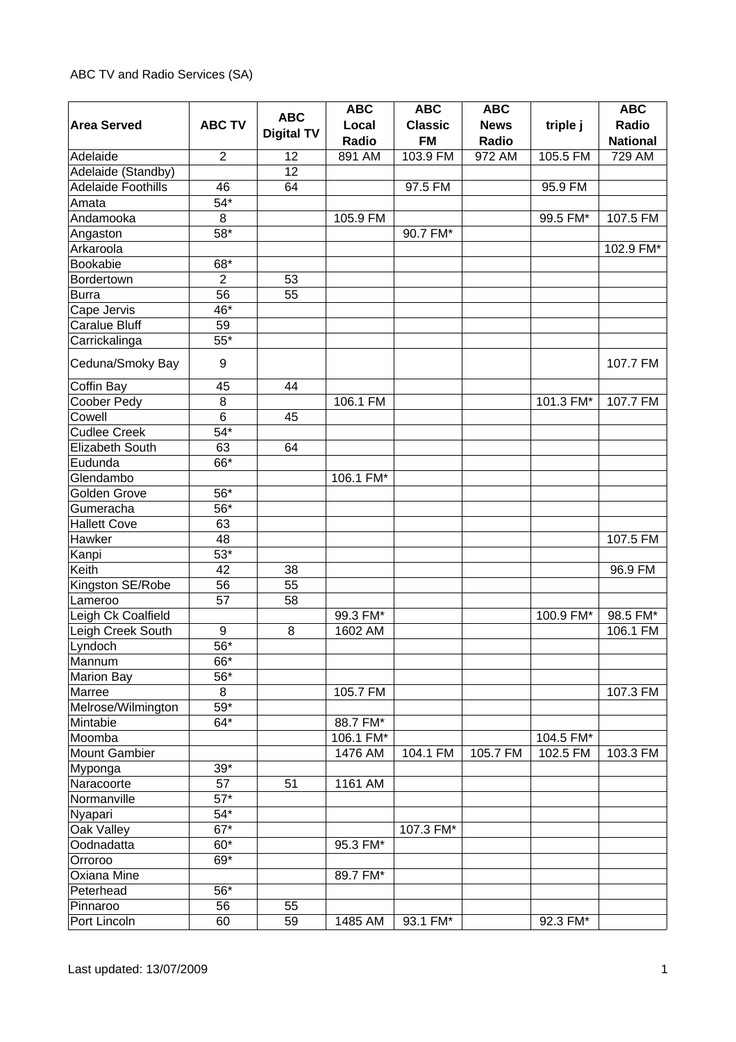ABC TV and Radio Services (SA)

| Area Served | ABC TV | ABC Digital TV | ABC Local Radio | ABC Classic FM | ABC News Radio | triple j | ABC Radio National |
|---|---|---|---|---|---|---|---|
| Adelaide | 2 | 12 | 891 AM | 103.9 FM | 972 AM | 105.5 FM | 729 AM |
| Adelaide (Standby) | | 12 | | | | | |
| Adelaide Foothills | 46 | 64 | | 97.5 FM | | 95.9 FM | |
| Amata | 54* | | | | | | |
| Andamooka | 8 | | 105.9 FM | | | 99.5 FM* | 107.5 FM |
| Angaston | 58* | | | 90.7 FM* | | | |
| Arkaroola | | | | | | | 102.9 FM* |
| Bookabie | 68* | | | | | | |
| Bordertown | 2 | 53 | | | | | |
| Burra | 56 | 55 | | | | | |
| Cape Jervis | 46* | | | | | | |
| Caralue Bluff | 59 | | | | | | |
| Carrickalinga | 55* | | | | | | |
| Ceduna/Smoky Bay | 9 | | | | | | 107.7 FM |
| Coffin Bay | 45 | 44 | | | | | |
| Coober Pedy | 8 | | 106.1 FM | | | 101.3 FM* | 107.7 FM |
| Cowell | 6 | 45 | | | | | |
| Cudlee Creek | 54* | | | | | | |
| Elizabeth South | 63 | 64 | | | | | |
| Eudunda | 66* | | | | | | |
| Glendambo | | | 106.1 FM* | | | | |
| Golden Grove | 56* | | | | | | |
| Gumeracha | 56* | | | | | | |
| Hallett Cove | 63 | | | | | | |
| Hawker | 48 | | | | | | 107.5 FM |
| Kanpi | 53* | | | | | | |
| Keith | 42 | 38 | | | | | 96.9 FM |
| Kingston SE/Robe | 56 | 55 | | | | | |
| Lameroo | 57 | 58 | | | | | |
| Leigh Ck Coalfield | | | 99.3 FM* | | | 100.9 FM* | 98.5 FM* |
| Leigh Creek South | 9 | 8 | 1602 AM | | | | 106.1 FM |
| Lyndoch | 56* | | | | | | |
| Mannum | 66* | | | | | | |
| Marion Bay | 56* | | | | | | |
| Marree | 8 | | 105.7 FM | | | | 107.3 FM |
| Melrose/Wilmington | 59* | | | | | | |
| Mintabie | 64* | | 88.7 FM* | | | | |
| Moomba | | | 106.1 FM* | | | 104.5 FM* | |
| Mount Gambier | | | 1476 AM | 104.1 FM | 105.7 FM | 102.5 FM | 103.3 FM |
| Myponga | 39* | | | | | | |
| Naracoorte | 57 | 51 | 1161 AM | | | | |
| Normanville | 57* | | | | | | |
| Nyapari | 54* | | | | | | |
| Oak Valley | 67* | | | 107.3 FM* | | | |
| Oodnadatta | 60* | | 95.3 FM* | | | | |
| Orroroo | 69* | | | | | | |
| Oxiana Mine | | | 89.7 FM* | | | | |
| Peterhead | 56* | | | | | | |
| Pinnaroo | 56 | 55 | | | | | |
| Port Lincoln | 60 | 59 | 1485 AM | 93.1 FM* | | 92.3 FM* | |

Last updated: 13/07/2009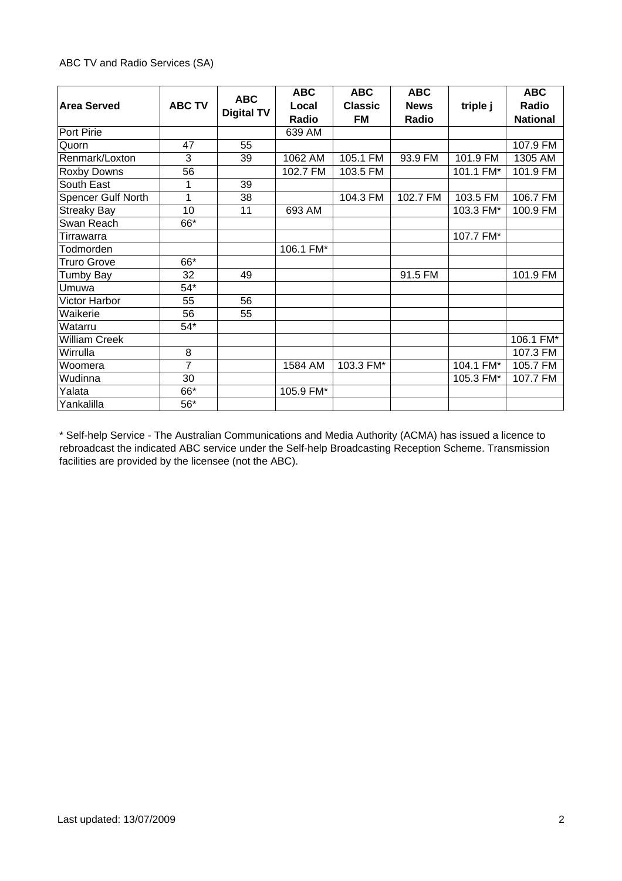ABC TV and Radio Services (SA)

| Area Served | ABC TV | ABC Digital TV | ABC Local Radio | ABC Classic FM | ABC News Radio | triple j | ABC Radio National |
|---|---|---|---|---|---|---|---|
| Port Pirie | | | 639 AM | | | | |
| Quorn | 47 | 55 | | | | | 107.9 FM |
| Renmark/Loxton | 3 | 39 | 1062 AM | 105.1 FM | 93.9 FM | 101.9 FM | 1305 AM |
| Roxby Downs | 56 | | 102.7 FM | 103.5 FM | | 101.1 FM* | 101.9 FM |
| South East | 1 | 39 | | | | | |
| Spencer Gulf North | 1 | 38 | | 104.3 FM | 102.7 FM | 103.5 FM | 106.7 FM |
| Streaky Bay | 10 | 11 | 693 AM | | | 103.3 FM* | 100.9 FM |
| Swan Reach | 66* | | | | | | |
| Tirrawarra | | | | | | 107.7 FM* | |
| Todmorden | | | 106.1 FM* | | | | |
| Truro Grove | 66* | | | | | | |
| Tumby Bay | 32 | 49 | | | 91.5 FM | | 101.9 FM |
| Umuwa | 54* | | | | | | |
| Victor Harbor | 55 | 56 | | | | | |
| Waikerie | 56 | 55 | | | | | |
| Watarru | 54* | | | | | | |
| William Creek | | | | | | | 106.1 FM* |
| Wirrulla | 8 | | | | | | 107.3 FM |
| Woomera | 7 | | 1584 AM | 103.3 FM* | | 104.1 FM* | 105.7 FM |
| Wudinna | 30 | | | | | 105.3 FM* | 107.7 FM |
| Yalata | 66* | | 105.9 FM* | | | | |
| Yankalilla | 56* | | | | | | |

* Self-help Service - The Australian Communications and Media Authority (ACMA) has issued a licence to rebroadcast the indicated ABC service under the Self-help Broadcasting Reception Scheme. Transmission facilities are provided by the licensee (not the ABC).

Last updated: 13/07/2009